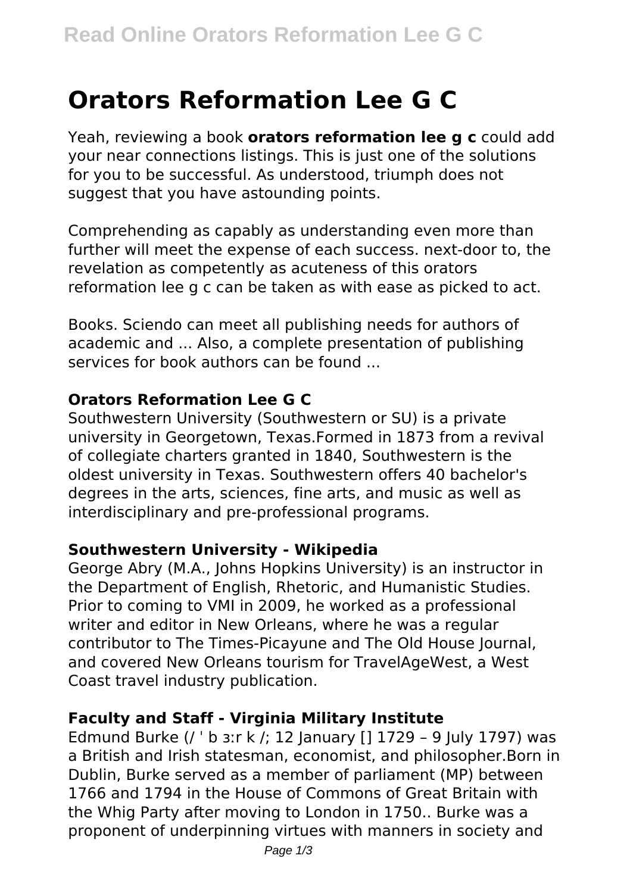# Orators Reformation Lee G C

Yeah, reviewing a book **orators reformation lee g c** could add your near connections listings. This is just one of the solutions for you to be successful. As understood, triumph does not suggest that you have astounding points.

Comprehending as capably as understanding even more than further will meet the expense of each success. next-door to, the revelation as competently as acuteness of this orators reformation lee g c can be taken as with ease as picked to act.

Books. Sciendo can meet all publishing needs for authors of academic and ... Also, a complete presentation of publishing services for book authors can be found ...

### Orators Reformation Lee G C

Southwestern University (Southwestern or SU) is a private university in Georgetown, Texas.Formed in 1873 from a revival of collegiate charters granted in 1840, Southwestern is the oldest university in Texas. Southwestern offers 40 bachelor's degrees in the arts, sciences, fine arts, and music as well as interdisciplinary and pre-professional programs.

### Southwestern University - Wikipedia

George Abry (M.A., Johns Hopkins University) is an instructor in the Department of English, Rhetoric, and Humanistic Studies. Prior to coming to VMI in 2009, he worked as a professional writer and editor in New Orleans, where he was a regular contributor to The Times-Picayune and The Old House Journal, and covered New Orleans tourism for TravelAgeWest, a West Coast travel industry publication.

### Faculty and Staff - Virginia Military Institute

Edmund Burke (/ ˈ b ɜːr k /; 12 January [] 1729 – 9 July 1797) was a British and Irish statesman, economist, and philosopher.Born in Dublin, Burke served as a member of parliament (MP) between 1766 and 1794 in the House of Commons of Great Britain with the Whig Party after moving to London in 1750.. Burke was a proponent of underpinning virtues with manners in society and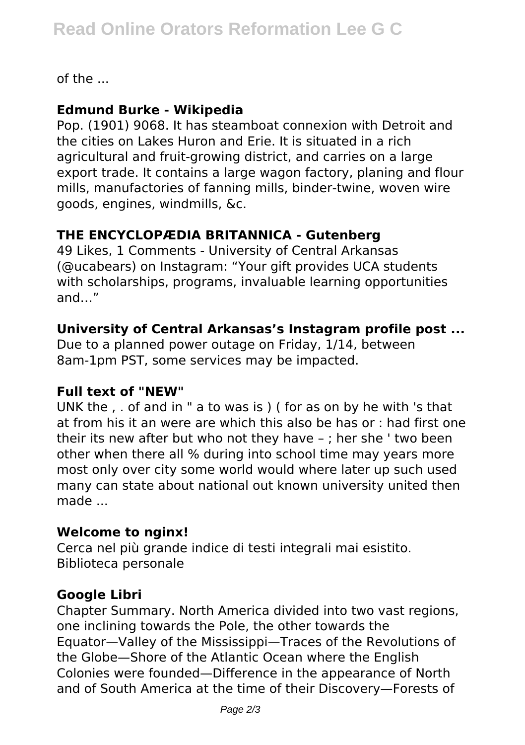of the ...

**Edmund Burke - Wikipedia**

Pop. (1901) 9068. It has steamboat connexion with Detroit and the cities on Lakes Huron and Erie. It is situated in a rich agricultural and fruit-growing district, and carries on a large export trade. It contains a large wagon factory, planing and flour mills, manufactories of fanning mills, binder-twine, woven wire goods, engines, windmills, &c.

**THE ENCYCLOPÆDIA BRITANNICA - Gutenberg**

49 Likes, 1 Comments - University of Central Arkansas (@ucabears) on Instagram: "Your gift provides UCA students with scholarships, programs, invaluable learning opportunities and…"

**University of Central Arkansas's Instagram profile post ...**

Due to a planned power outage on Friday, 1/14, between 8am-1pm PST, some services may be impacted.

**Full text of "NEW"**

UNK the , . of and in " a to was is ) ( for as on by he with 's that at from his it an were are which this also be has or : had first one their its new after but who not they have – ; her she ' two been other when there all % during into school time may years more most only over city some world would where later up such used many can state about national out known university united then made ...

**Welcome to nginx!**

Cerca nel più grande indice di testi integrali mai esistito. Biblioteca personale

**Google Libri**

Chapter Summary. North America divided into two vast regions, one inclining towards the Pole, the other towards the Equator—Valley of the Mississippi—Traces of the Revolutions of the Globe—Shore of the Atlantic Ocean where the English Colonies were founded—Difference in the appearance of North and of South America at the time of their Discovery—Forests of